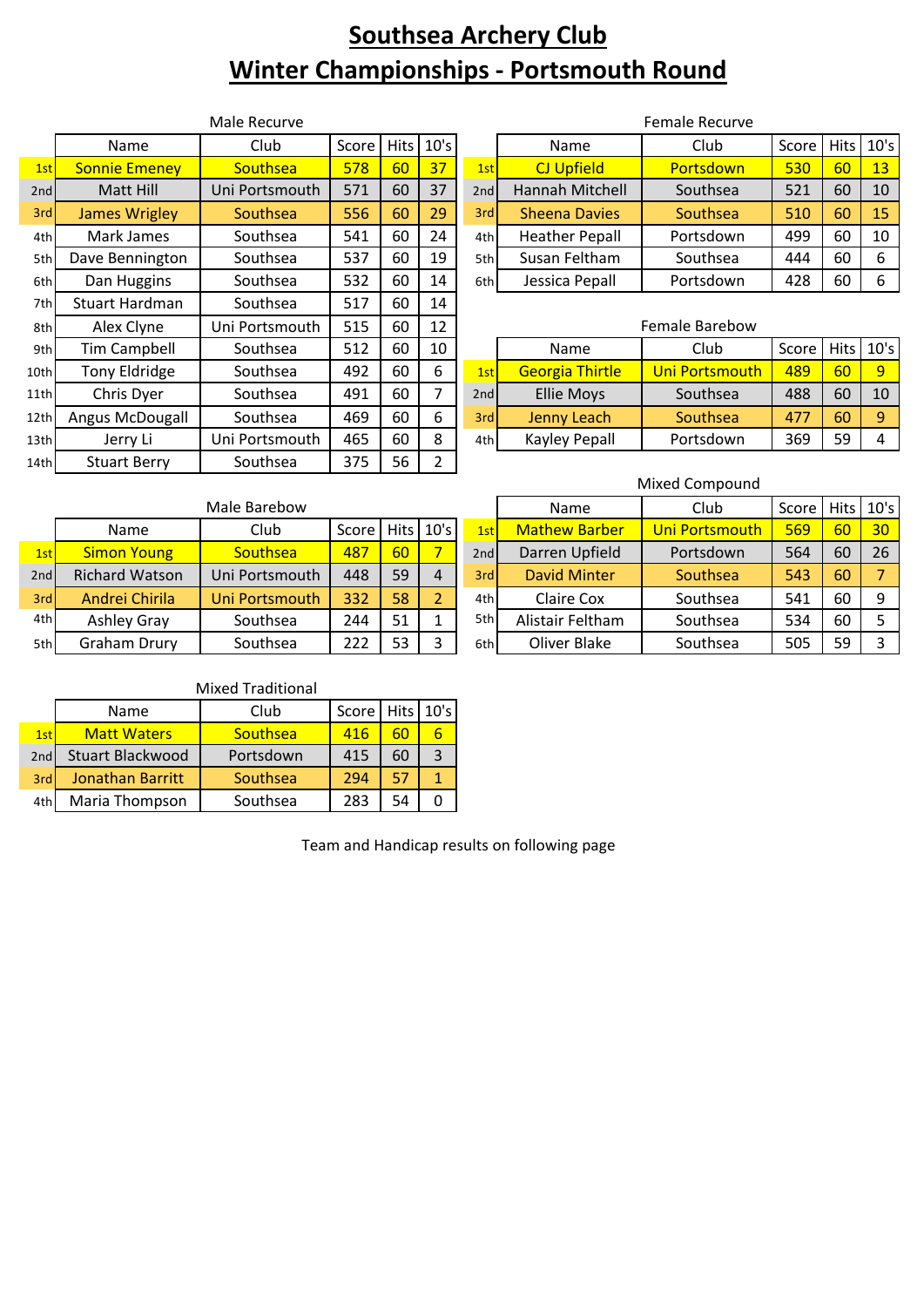# Southsea Archery Club

# Winter Championships - Portsmouth Round

### Male Recurve

| | Name | Club | Score | Hits | 10's |
|---|---|---|---|---|---|
| 1st | Sonnie Emeney | Southsea | 578 | 60 | 37 |
| 2nd | Matt Hill | Uni Portsmouth | 571 | 60 | 37 |
| 3rd | James Wrigley | Southsea | 556 | 60 | 29 |
| 4th | Mark James | Southsea | 541 | 60 | 24 |
| 5th | Dave Bennington | Southsea | 537 | 60 | 19 |
| 6th | Dan Huggins | Southsea | 532 | 60 | 14 |
| 7th | Stuart Hardman | Southsea | 517 | 60 | 14 |
| 8th | Alex Clyne | Uni Portsmouth | 515 | 60 | 12 |
| 9th | Tim Campbell | Southsea | 512 | 60 | 10 |
| 10th | Tony Eldridge | Southsea | 492 | 60 | 6 |
| 11th | Chris Dyer | Southsea | 491 | 60 | 7 |
| 12th | Angus McDougall | Southsea | 469 | 60 | 6 |
| 13th | Jerry Li | Uni Portsmouth | 465 | 60 | 8 |
| 14th | Stuart Berry | Southsea | 375 | 56 | 2 |

### Female Recurve

| | Name | Club | Score | Hits | 10's |
|---|---|---|---|---|---|
| 1st | CJ Upfield | Portsdown | 530 | 60 | 13 |
| 2nd | Hannah Mitchell | Southsea | 521 | 60 | 10 |
| 3rd | Sheena Davies | Southsea | 510 | 60 | 15 |
| 4th | Heather Pepall | Portsdown | 499 | 60 | 10 |
| 5th | Susan Feltham | Southsea | 444 | 60 | 6 |
| 6th | Jessica Pepall | Portsdown | 428 | 60 | 6 |

### Female Barebow

| | Name | Club | Score | Hits | 10's |
|---|---|---|---|---|---|
| 1st | Georgia Thirtle | Uni Portsmouth | 489 | 60 | 9 |
| 2nd | Ellie Moys | Southsea | 488 | 60 | 10 |
| 3rd | Jenny Leach | Southsea | 477 | 60 | 9 |
| 4th | Kayley Pepall | Portsdown | 369 | 59 | 4 |

### Male Barebow

| | Name | Club | Score | Hits | 10's |
|---|---|---|---|---|---|
| 1st | Simon Young | Southsea | 487 | 60 | 7 |
| 2nd | Richard Watson | Uni Portsmouth | 448 | 59 | 4 |
| 3rd | Andrei Chirila | Uni Portsmouth | 332 | 58 | 2 |
| 4th | Ashley Gray | Southsea | 244 | 51 | 1 |
| 5th | Graham Drury | Southsea | 222 | 53 | 3 |

### Mixed Compound

| | Name | Club | Score | Hits | 10's |
|---|---|---|---|---|---|
| 1st | Mathew Barber | Uni Portsmouth | 569 | 60 | 30 |
| 2nd | Darren Upfield | Portsdown | 564 | 60 | 26 |
| 3rd | David Minter | Southsea | 543 | 60 | 7 |
| 4th | Claire Cox | Southsea | 541 | 60 | 9 |
| 5th | Alistair Feltham | Southsea | 534 | 60 | 5 |
| 6th | Oliver Blake | Southsea | 505 | 59 | 3 |

### Mixed Traditional

| | Name | Club | Score | Hits | 10's |
|---|---|---|---|---|---|
| 1st | Matt Waters | Southsea | 416 | 60 | 6 |
| 2nd | Stuart Blackwood | Portsdown | 415 | 60 | 3 |
| 3rd | Jonathan Barritt | Southsea | 294 | 57 | 1 |
| 4th | Maria Thompson | Southsea | 283 | 54 | 0 |

Team and Handicap results on following page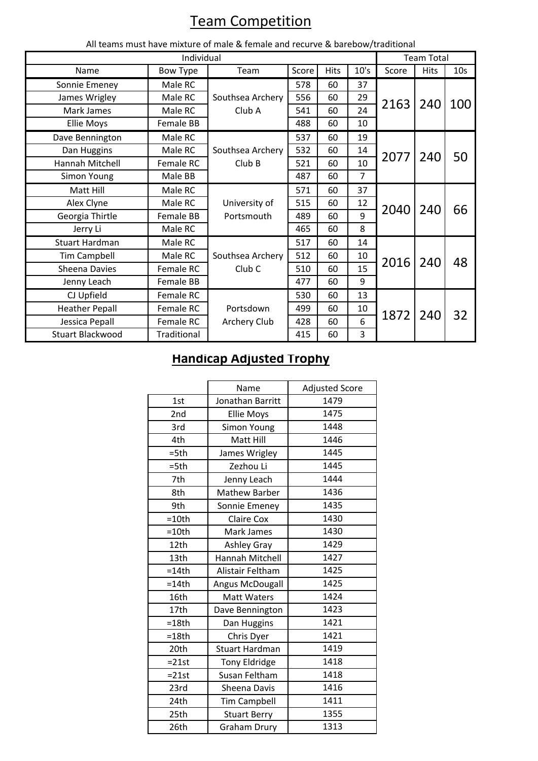## Team Competition

All teams must have mixture of male & female and recurve & barebow/traditional

| Individual | | | | | | Team Total | | |
|---|---|---|---|---|---|---|---|---|
| Name | Bow Type | Team | Score | Hits | 10's | Score | Hits | 10s |
| Sonnie Emeney | Male RC | Southsea Archery Club A | 578 | 60 | 37 | 2163 | 240 | 100 |
| James Wrigley | Male RC | | 556 | 60 | 29 | | | |
| Mark James | Male RC | | 541 | 60 | 24 | | | |
| Ellie Moys | Female BB | | 488 | 60 | 10 | | | |
| Dave Bennington | Male RC | Southsea Archery Club B | 537 | 60 | 19 | 2077 | 240 | 50 |
| Dan Huggins | Male RC | | 532 | 60 | 14 | | | |
| Hannah Mitchell | Female RC | | 521 | 60 | 10 | | | |
| Simon Young | Male BB | | 487 | 60 | 7 | | | |
| Matt Hill | Male RC | University of Portsmouth | 571 | 60 | 37 | 2040 | 240 | 66 |
| Alex Clyne | Male RC | | 515 | 60 | 12 | | | |
| Georgia Thirtle | Female BB | | 489 | 60 | 9 | | | |
| Jerry Li | Male RC | | 465 | 60 | 8 | | | |
| Stuart Hardman | Male RC | Southsea Archery Club C | 517 | 60 | 14 | 2016 | 240 | 48 |
| Tim Campbell | Male RC | | 512 | 60 | 10 | | | |
| Sheena Davies | Female RC | | 510 | 60 | 15 | | | |
| Jenny Leach | Female BB | | 477 | 60 | 9 | | | |
| CJ Upfield | Female RC | Portsdown Archery Club | 530 | 60 | 13 | 1872 | 240 | 32 |
| Heather Pepall | Female RC | | 499 | 60 | 10 | | | |
| Jessica Pepall | Female RC | | 428 | 60 | 6 | | | |
| Stuart Blackwood | Traditional | | 415 | 60 | 3 | | | |

## Handicap Adjusted Trophy

| | Name | Adjusted Score |
|---|---|---|
| 1st | Jonathan Barritt | 1479 |
| 2nd | Ellie Moys | 1475 |
| 3rd | Simon Young | 1448 |
| 4th | Matt Hill | 1446 |
| =5th | James Wrigley | 1445 |
| =5th | Zezhou Li | 1445 |
| 7th | Jenny Leach | 1444 |
| 8th | Mathew Barber | 1436 |
| 9th | Sonnie Emeney | 1435 |
| =10th | Claire Cox | 1430 |
| =10th | Mark James | 1430 |
| 12th | Ashley Gray | 1429 |
| 13th | Hannah Mitchell | 1427 |
| =14th | Alistair Feltham | 1425 |
| =14th | Angus McDougall | 1425 |
| 16th | Matt Waters | 1424 |
| 17th | Dave Bennington | 1423 |
| =18th | Dan Huggins | 1421 |
| =18th | Chris Dyer | 1421 |
| 20th | Stuart Hardman | 1419 |
| =21st | Tony Eldridge | 1418 |
| =21st | Susan Feltham | 1418 |
| 23rd | Sheena Davis | 1416 |
| 24th | Tim Campbell | 1411 |
| 25th | Stuart Berry | 1355 |
| 26th | Graham Drury | 1313 |